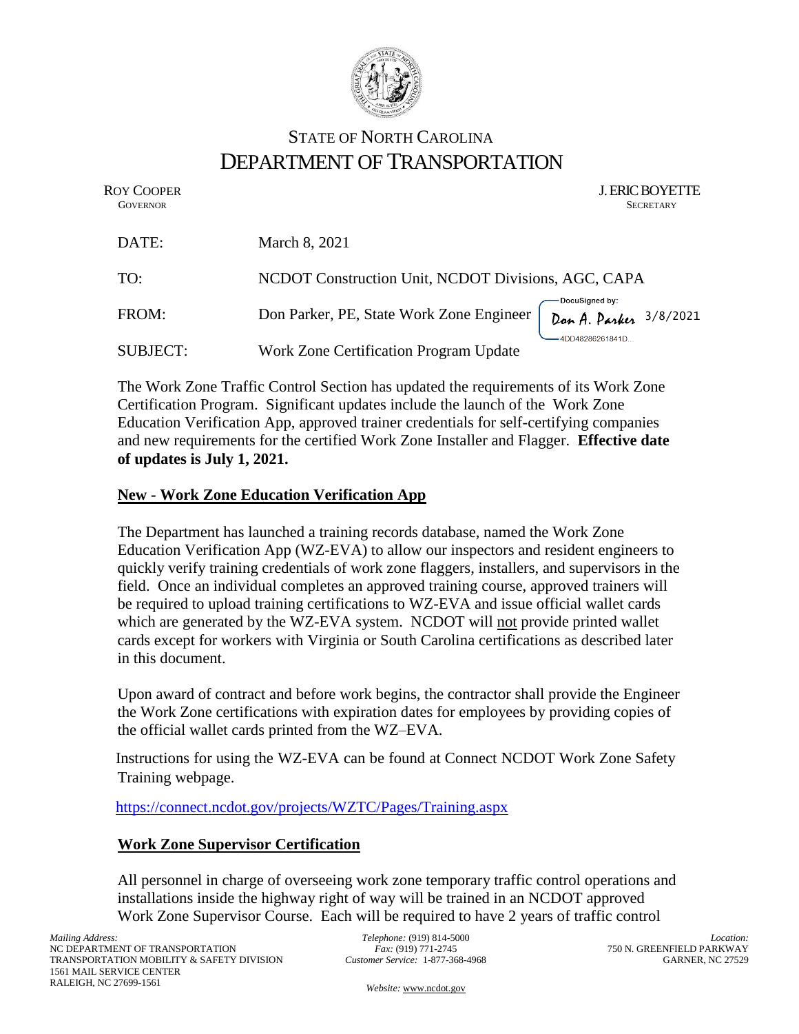# STATE OF NORTH CAROLINA
# DEPARTMENT OF TRANSPORTATION

ROY COOPER
GOVERNOR

J. ERIC BOYETTE
SECRETARY

| | |
|---|---|
| DATE: | March 8, 2021 |
| TO: | NCDOT Construction Unit, NCDOT Divisions, AGC, CAPA |
| FROM: | Don Parker, PE, State Work Zone Engineer — DocuSigned by: Don A. Parker 3/8/2021 (4DD48286261841D...) |
| SUBJECT: | Work Zone Certification Program Update |

The Work Zone Traffic Control Section has updated the requirements of its Work Zone Certification Program. Significant updates include the launch of the Work Zone Education Verification App, approved trainer credentials for self-certifying companies and new requirements for the certified Work Zone Installer and Flagger. **Effective date of updates is July 1, 2021.**

## New - Work Zone Education Verification App

The Department has launched a training records database, named the Work Zone Education Verification App (WZ-EVA) to allow our inspectors and resident engineers to quickly verify training credentials of work zone flaggers, installers, and supervisors in the field. Once an individual completes an approved training course, approved trainers will be required to upload training certifications to WZ-EVA and issue official wallet cards which are generated by the WZ-EVA system. NCDOT will not provide printed wallet cards except for workers with Virginia or South Carolina certifications as described later in this document.

Upon award of contract and before work begins, the contractor shall provide the Engineer the Work Zone certifications with expiration dates for employees by providing copies of the official wallet cards printed from the WZ–EVA.

Instructions for using the WZ-EVA can be found at Connect NCDOT Work Zone Safety Training webpage.

https://connect.ncdot.gov/projects/WZTC/Pages/Training.aspx

## Work Zone Supervisor Certification

All personnel in charge of overseeing work zone temporary traffic control operations and installations inside the highway right of way will be trained in an NCDOT approved Work Zone Supervisor Course. Each will be required to have 2 years of traffic control

*Mailing Address:*
NC DEPARTMENT OF TRANSPORTATION
TRANSPORTATION MOBILITY & SAFETY DIVISION
1561 MAIL SERVICE CENTER
RALEIGH, NC 27699-1561

*Telephone:* (919) 814-5000
*Fax:* (919) 771-2745
*Customer Service:* 1-877-368-4968

*Website:* www.ncdot.gov

*Location:*
750 N. GREENFIELD PARKWAY
GARNER, NC 27529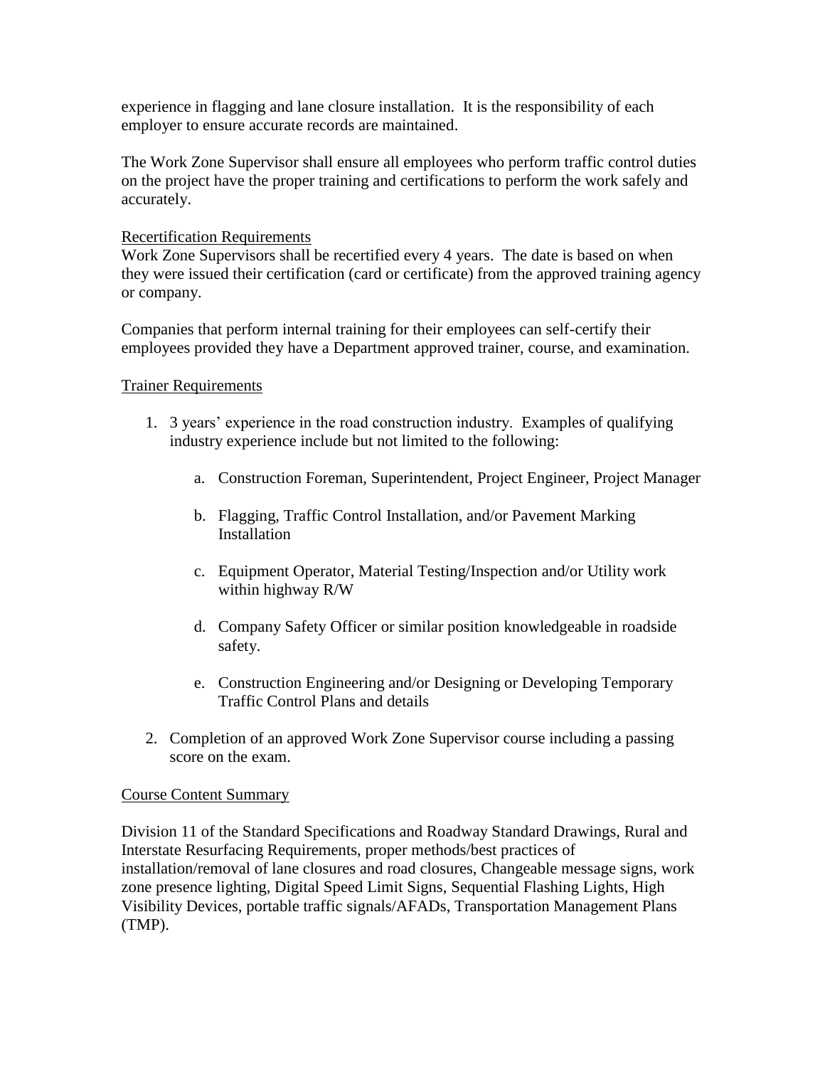experience in flagging and lane closure installation. It is the responsibility of each employer to ensure accurate records are maintained.

The Work Zone Supervisor shall ensure all employees who perform traffic control duties on the project have the proper training and certifications to perform the work safely and accurately.

## Recertification Requirements

Work Zone Supervisors shall be recertified every 4 years. The date is based on when they were issued their certification (card or certificate) from the approved training agency or company.

Companies that perform internal training for their employees can self-certify their employees provided they have a Department approved trainer, course, and examination.

## Trainer Requirements

1. 3 years' experience in the road construction industry. Examples of qualifying industry experience include but not limited to the following:
    a. Construction Foreman, Superintendent, Project Engineer, Project Manager
    b. Flagging, Traffic Control Installation, and/or Pavement Marking Installation
    c. Equipment Operator, Material Testing/Inspection and/or Utility work within highway R/W
    d. Company Safety Officer or similar position knowledgeable in roadside safety.
    e. Construction Engineering and/or Designing or Developing Temporary Traffic Control Plans and details
2. Completion of an approved Work Zone Supervisor course including a passing score on the exam.

## Course Content Summary

Division 11 of the Standard Specifications and Roadway Standard Drawings, Rural and Interstate Resurfacing Requirements, proper methods/best practices of installation/removal of lane closures and road closures, Changeable message signs, work zone presence lighting, Digital Speed Limit Signs, Sequential Flashing Lights, High Visibility Devices, portable traffic signals/AFADs, Transportation Management Plans (TMP).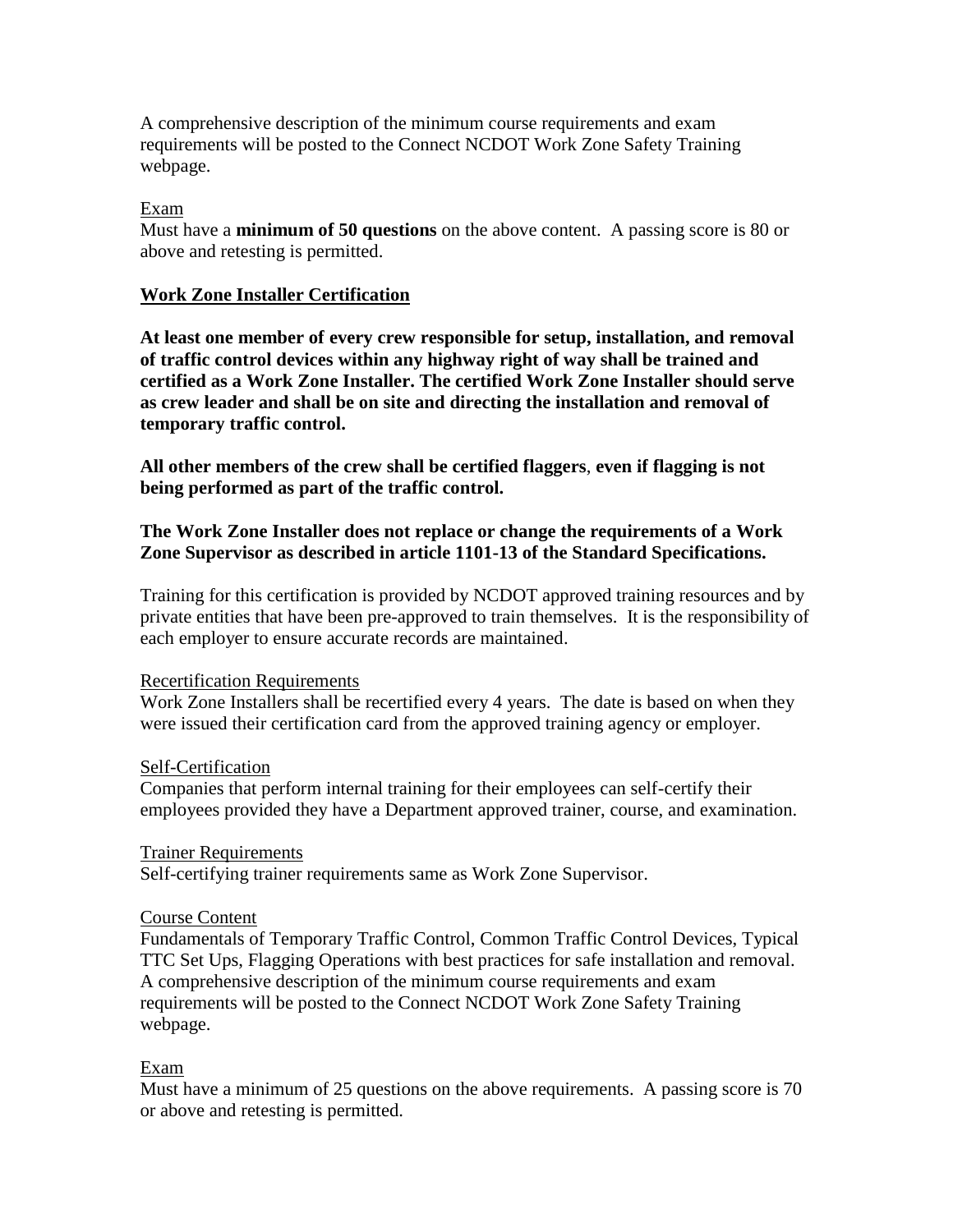A comprehensive description of the minimum course requirements and exam requirements will be posted to the Connect NCDOT Work Zone Safety Training webpage.

Exam

Must have a **minimum of 50 questions** on the above content. A passing score is 80 or above and retesting is permitted.

## Work Zone Installer Certification

**At least one member of every crew responsible for setup, installation, and removal of traffic control devices within any highway right of way shall be trained and certified as a Work Zone Installer. The certified Work Zone Installer should serve as crew leader and shall be on site and directing the installation and removal of temporary traffic control.**

**All other members of the crew shall be certified flaggers, even if flagging is not being performed as part of the traffic control.**

**The Work Zone Installer does not replace or change the requirements of a Work Zone Supervisor as described in article 1101-13 of the Standard Specifications.**

Training for this certification is provided by NCDOT approved training resources and by private entities that have been pre-approved to train themselves. It is the responsibility of each employer to ensure accurate records are maintained.

Recertification Requirements

Work Zone Installers shall be recertified every 4 years. The date is based on when they were issued their certification card from the approved training agency or employer.

Self-Certification

Companies that perform internal training for their employees can self-certify their employees provided they have a Department approved trainer, course, and examination.

Trainer Requirements

Self-certifying trainer requirements same as Work Zone Supervisor.

Course Content

Fundamentals of Temporary Traffic Control, Common Traffic Control Devices, Typical TTC Set Ups, Flagging Operations with best practices for safe installation and removal. A comprehensive description of the minimum course requirements and exam requirements will be posted to the Connect NCDOT Work Zone Safety Training webpage.

Exam

Must have a minimum of 25 questions on the above requirements. A passing score is 70 or above and retesting is permitted.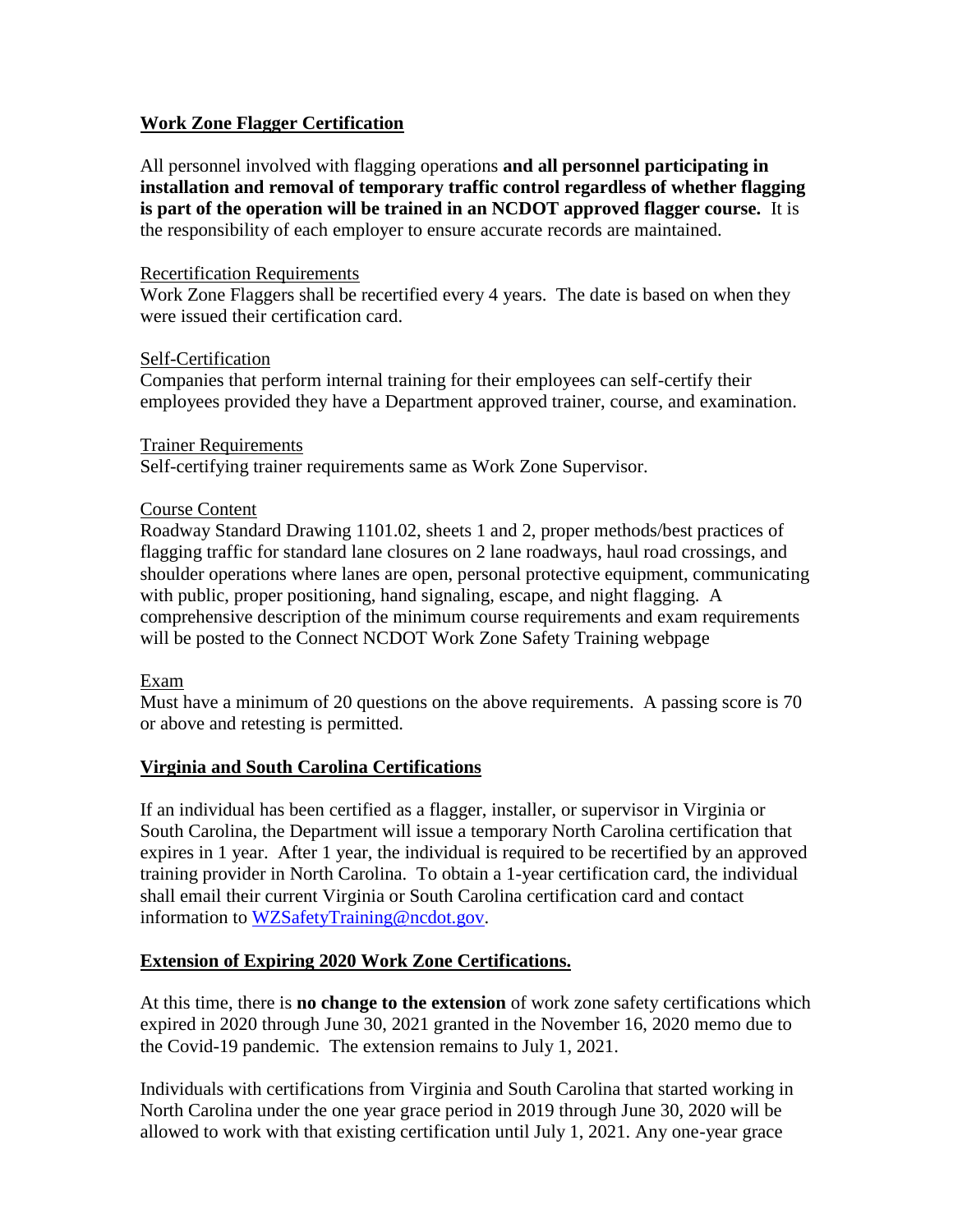## **Work Zone Flagger Certification**

All personnel involved with flagging operations **and all personnel participating in installation and removal of temporary traffic control regardless of whether flagging is part of the operation will be trained in an NCDOT approved flagger course.** It is the responsibility of each employer to ensure accurate records are maintained.

Recertification Requirements

Work Zone Flaggers shall be recertified every 4 years. The date is based on when they were issued their certification card.

Self-Certification

Companies that perform internal training for their employees can self-certify their employees provided they have a Department approved trainer, course, and examination.

Trainer Requirements

Self-certifying trainer requirements same as Work Zone Supervisor.

Course Content

Roadway Standard Drawing 1101.02, sheets 1 and 2, proper methods/best practices of flagging traffic for standard lane closures on 2 lane roadways, haul road crossings, and shoulder operations where lanes are open, personal protective equipment, communicating with public, proper positioning, hand signaling, escape, and night flagging. A comprehensive description of the minimum course requirements and exam requirements will be posted to the Connect NCDOT Work Zone Safety Training webpage

Exam

Must have a minimum of 20 questions on the above requirements. A passing score is 70 or above and retesting is permitted.

## **Virginia and South Carolina Certifications**

If an individual has been certified as a flagger, installer, or supervisor in Virginia or South Carolina, the Department will issue a temporary North Carolina certification that expires in 1 year. After 1 year, the individual is required to be recertified by an approved training provider in North Carolina. To obtain a 1-year certification card, the individual shall email their current Virginia or South Carolina certification card and contact information to WZSafetyTraining@ncdot.gov.

## **Extension of Expiring 2020 Work Zone Certifications.**

At this time, there is **no change to the extension** of work zone safety certifications which expired in 2020 through June 30, 2021 granted in the November 16, 2020 memo due to the Covid-19 pandemic. The extension remains to July 1, 2021.

Individuals with certifications from Virginia and South Carolina that started working in North Carolina under the one year grace period in 2019 through June 30, 2020 will be allowed to work with that existing certification until July 1, 2021. Any one-year grace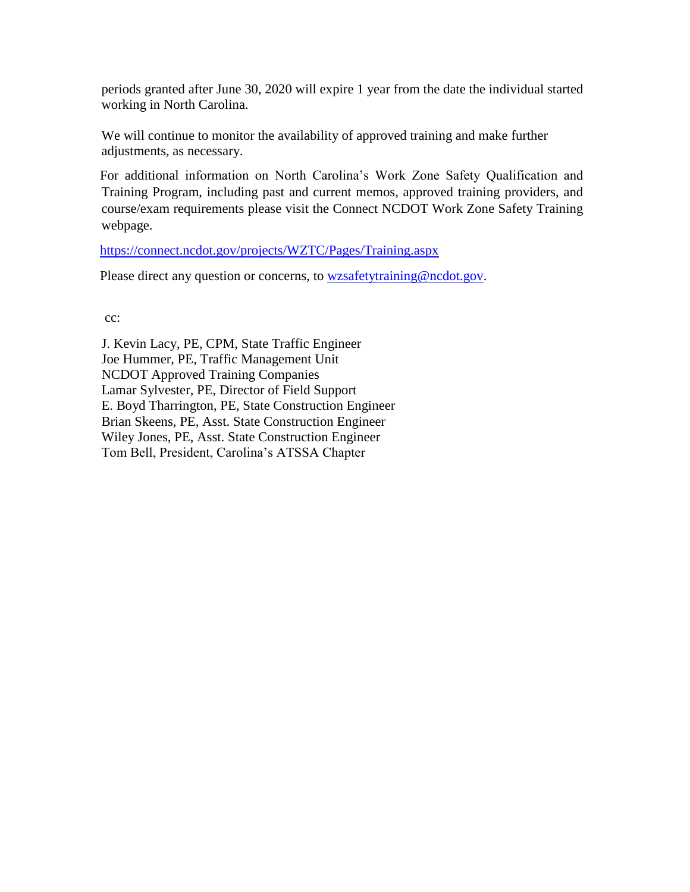periods granted after June 30, 2020 will expire 1 year from the date the individual started working in North Carolina.

We will continue to monitor the availability of approved training and make further adjustments, as necessary.

For additional information on North Carolina's Work Zone Safety Qualification and Training Program, including past and current memos, approved training providers, and course/exam requirements please visit the Connect NCDOT Work Zone Safety Training webpage.

https://connect.ncdot.gov/projects/WZTC/Pages/Training.aspx

Please direct any question or concerns, to wzsafetytraining@ncdot.gov.

cc:

J. Kevin Lacy, PE, CPM, State Traffic Engineer
Joe Hummer, PE, Traffic Management Unit
NCDOT Approved Training Companies
Lamar Sylvester, PE, Director of Field Support
E. Boyd Tharrington, PE, State Construction Engineer
Brian Skeens, PE, Asst. State Construction Engineer
Wiley Jones, PE, Asst. State Construction Engineer
Tom Bell, President, Carolina's ATSSA Chapter